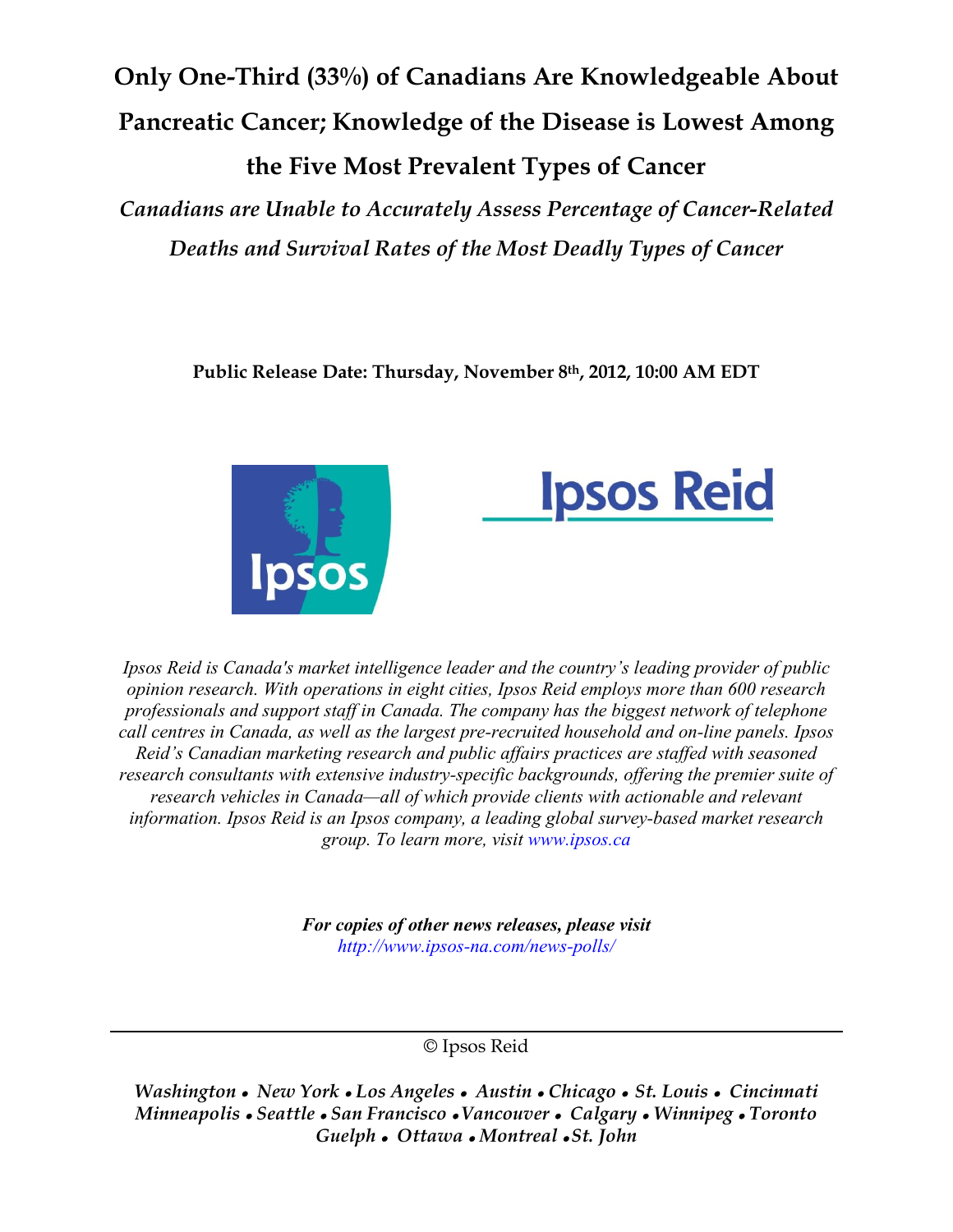# Only One-Third (33%) of Canadians Are Knowledgeable About Pancreatic Cancer; Knowledge of the Disease is Lowest Among the Five Most Prevalent Types of Cancer

## *Canadians are Unable to Accurately Assess Percentage of Cancer-Related Deaths and Survival Rates of the Most Deadly Types of Cancer*

**Public Release Date: Thursday, November 8th, 2012, 10:00 AM EDT**

*Ipsos Reid is Canada's market intelligence leader and the country's leading provider of public opinion research. With operations in eight cities, Ipsos Reid employs more than 600 research professionals and support staff in Canada. The company has the biggest network of telephone call centres in Canada, as well as the largest pre-recruited household and on-line panels. Ipsos Reid's Canadian marketing research and public affairs practices are staffed with seasoned research consultants with extensive industry-specific backgrounds, offering the premier suite of research vehicles in Canada—all of which provide clients with actionable and relevant information. Ipsos Reid is an Ipsos company, a leading global survey-based market research group. To learn more, visit www.ipsos.ca*

***For copies of other news releases, please visit***
*http://www.ipsos-na.com/news-polls/*

---

© Ipsos Reid

*Washington • New York • Los Angeles • Austin • Chicago • St. Louis • Cincinnati Minneapolis • Seattle • San Francisco • Vancouver • Calgary • Winnipeg • Toronto Guelph • Ottawa • Montreal • St. John*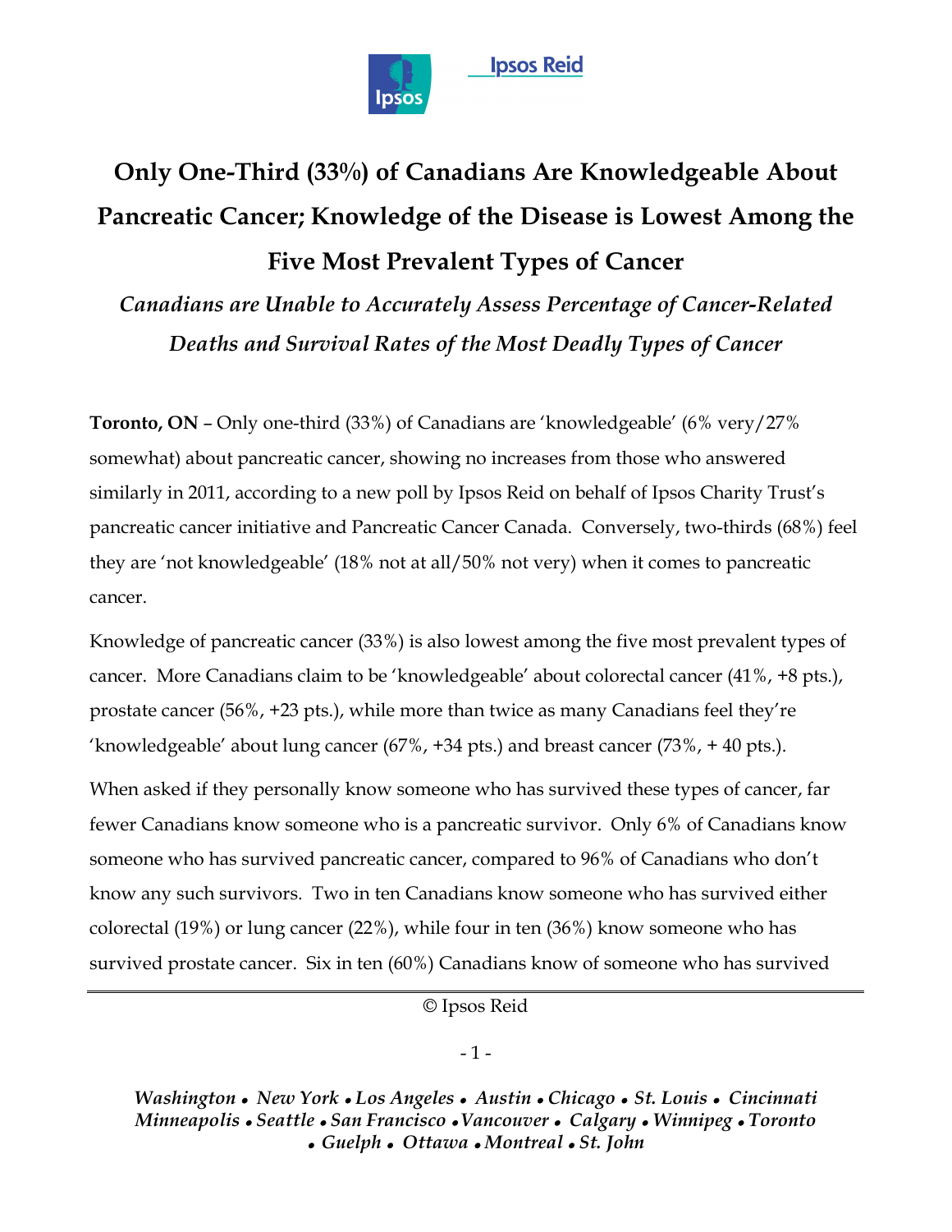# Only One-Third (33%) of Canadians Are Knowledgeable About Pancreatic Cancer; Knowledge of the Disease is Lowest Among the Five Most Prevalent Types of Cancer

## *Canadians are Unable to Accurately Assess Percentage of Cancer-Related Deaths and Survival Rates of the Most Deadly Types of Cancer*

**Toronto, ON** – Only one-third (33%) of Canadians are 'knowledgeable' (6% very/27% somewhat) about pancreatic cancer, showing no increases from those who answered similarly in 2011, according to a new poll by Ipsos Reid on behalf of Ipsos Charity Trust's pancreatic cancer initiative and Pancreatic Cancer Canada. Conversely, two-thirds (68%) feel they are 'not knowledgeable' (18% not at all/50% not very) when it comes to pancreatic cancer.

Knowledge of pancreatic cancer (33%) is also lowest among the five most prevalent types of cancer. More Canadians claim to be 'knowledgeable' about colorectal cancer (41%, +8 pts.), prostate cancer (56%, +23 pts.), while more than twice as many Canadians feel they're 'knowledgeable' about lung cancer (67%, +34 pts.) and breast cancer (73%, + 40 pts.).

When asked if they personally know someone who has survived these types of cancer, far fewer Canadians know someone who is a pancreatic survivor. Only 6% of Canadians know someone who has survived pancreatic cancer, compared to 96% of Canadians who don't know any such survivors. Two in ten Canadians know someone who has survived either colorectal (19%) or lung cancer (22%), while four in ten (36%) know someone who has survived prostate cancer. Six in ten (60%) Canadians know of someone who has survived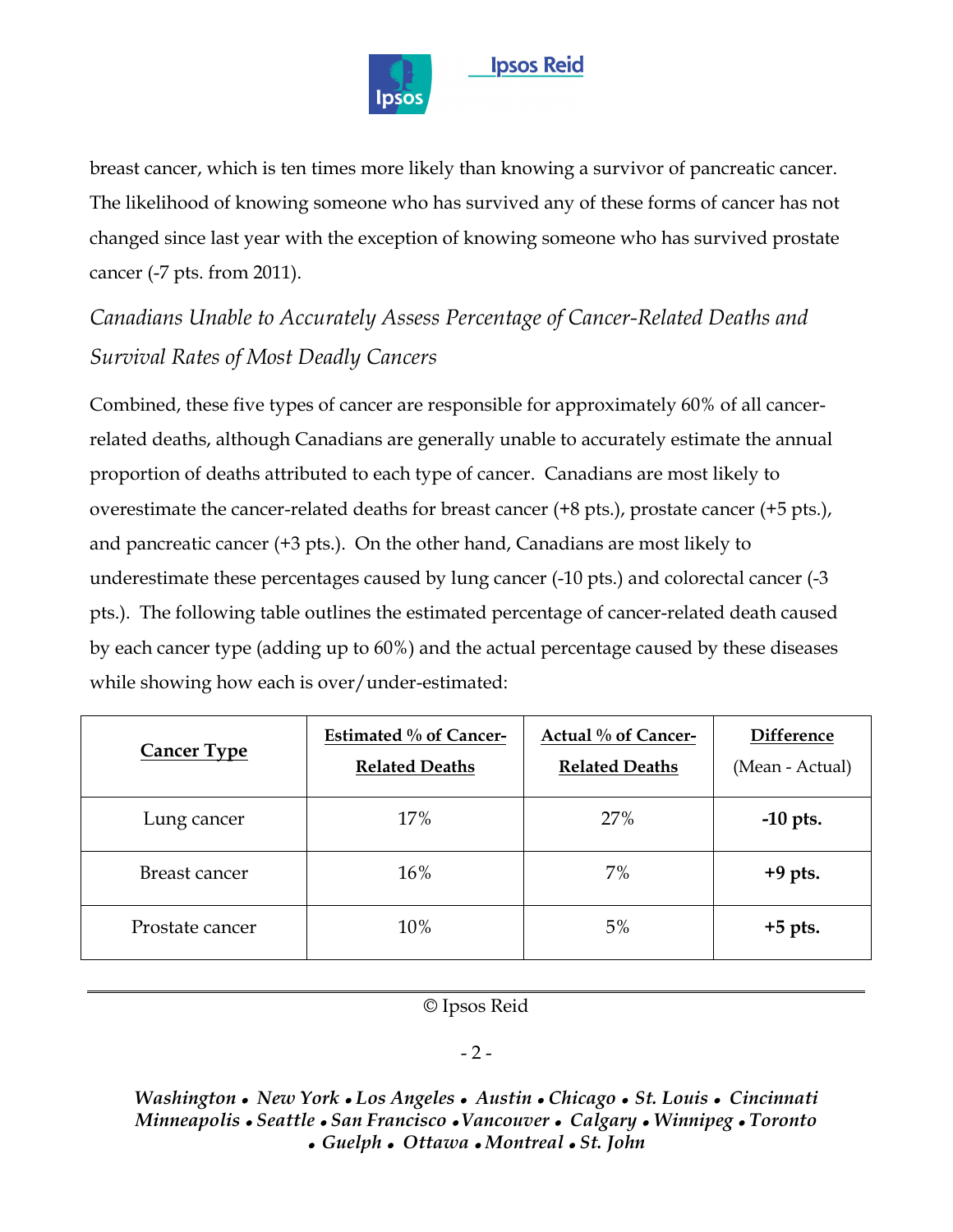breast cancer, which is ten times more likely than knowing a survivor of pancreatic cancer. The likelihood of knowing someone who has survived any of these forms of cancer has not changed since last year with the exception of knowing someone who has survived prostate cancer (-7 pts. from 2011).

### *Canadians Unable to Accurately Assess Percentage of Cancer-Related Deaths and Survival Rates of Most Deadly Cancers*

Combined, these five types of cancer are responsible for approximately 60% of all cancer-related deaths, although Canadians are generally unable to accurately estimate the annual proportion of deaths attributed to each type of cancer. Canadians are most likely to overestimate the cancer-related deaths for breast cancer (+8 pts.), prostate cancer (+5 pts.), and pancreatic cancer (+3 pts.). On the other hand, Canadians are most likely to underestimate these percentages caused by lung cancer (-10 pts.) and colorectal cancer (-3 pts.). The following table outlines the estimated percentage of cancer-related death caused by each cancer type (adding up to 60%) and the actual percentage caused by these diseases while showing how each is over/under-estimated:

| Cancer Type | Estimated % of Cancer-Related Deaths | Actual % of Cancer-Related Deaths | Difference (Mean - Actual) |
|---|---|---|---|
| Lung cancer | 17% | 27% | **-10 pts.** |
| Breast cancer | 16% | 7% | **+9 pts.** |
| Prostate cancer | 10% | 5% | **+5 pts.** |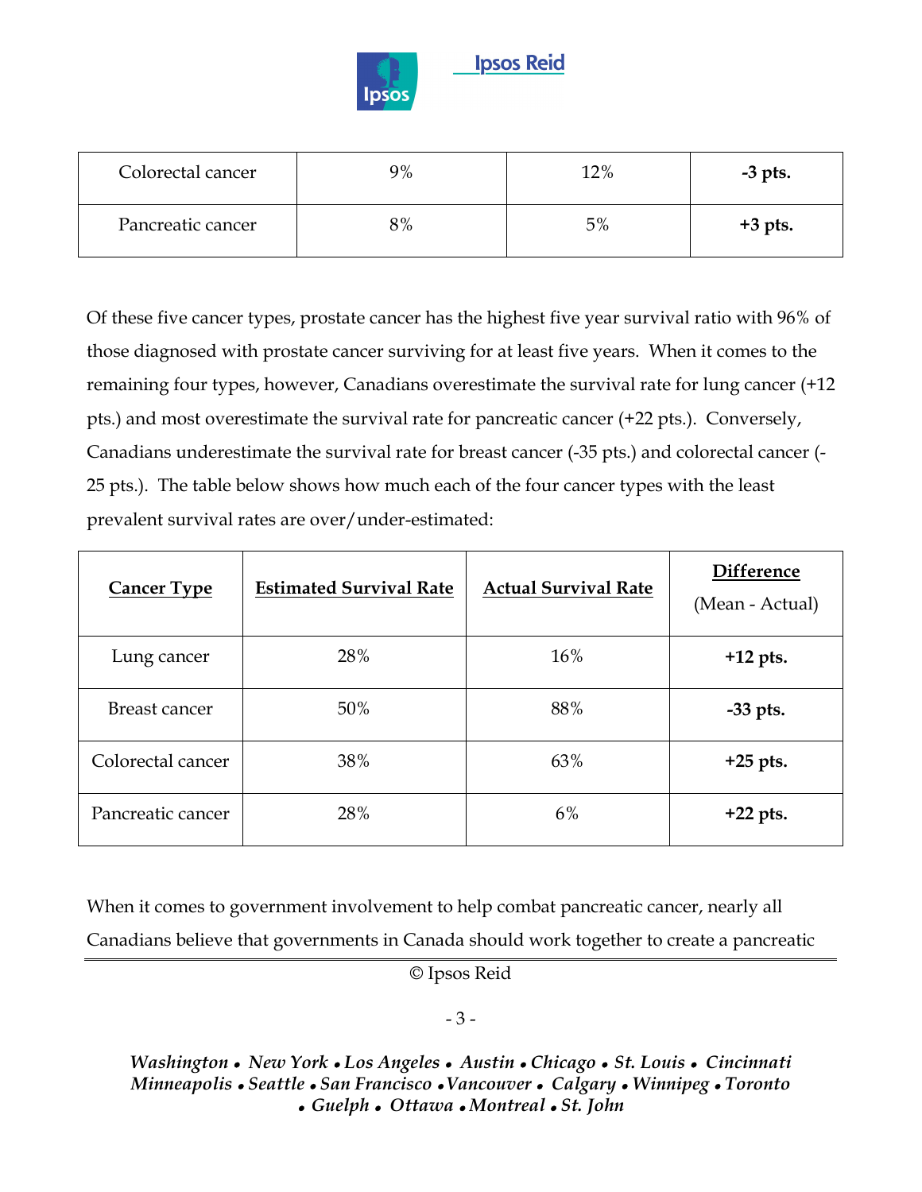| Colorectal cancer | 9% | 12% | **-3 pts.** |
|---|---|---|---|
| Pancreatic cancer | 8% | 5% | **+3 pts.** |

Of these five cancer types, prostate cancer has the highest five year survival ratio with 96% of those diagnosed with prostate cancer surviving for at least five years. When it comes to the remaining four types, however, Canadians overestimate the survival rate for lung cancer (+12 pts.) and most overestimate the survival rate for pancreatic cancer (+22 pts.). Conversely, Canadians underestimate the survival rate for breast cancer (-35 pts.) and colorectal cancer (-25 pts.). The table below shows how much each of the four cancer types with the least prevalent survival rates are over/under-estimated:

| **Cancer Type** | **Estimated Survival Rate** | **Actual Survival Rate** | **Difference** (Mean - Actual) |
|---|---|---|---|
| Lung cancer | 28% | 16% | **+12 pts.** |
| Breast cancer | 50% | 88% | **-33 pts.** |
| Colorectal cancer | 38% | 63% | **+25 pts.** |
| Pancreatic cancer | 28% | 6% | **+22 pts.** |

When it comes to government involvement to help combat pancreatic cancer, nearly all Canadians believe that governments in Canada should work together to create a pancreatic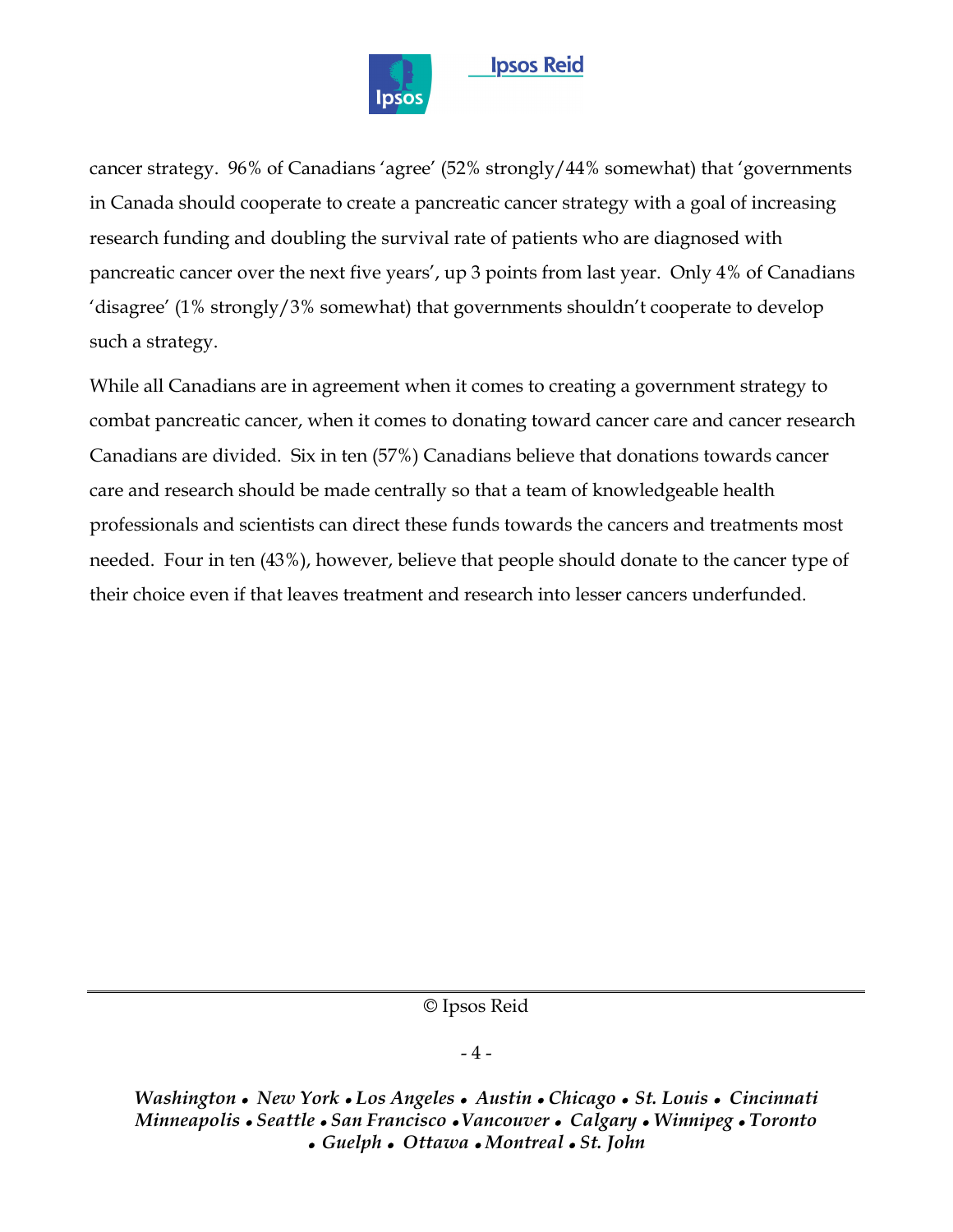cancer strategy. 96% of Canadians 'agree' (52% strongly/44% somewhat) that 'governments in Canada should cooperate to create a pancreatic cancer strategy with a goal of increasing research funding and doubling the survival rate of patients who are diagnosed with pancreatic cancer over the next five years', up 3 points from last year. Only 4% of Canadians 'disagree' (1% strongly/3% somewhat) that governments shouldn't cooperate to develop such a strategy.

While all Canadians are in agreement when it comes to creating a government strategy to combat pancreatic cancer, when it comes to donating toward cancer care and cancer research Canadians are divided. Six in ten (57%) Canadians believe that donations towards cancer care and research should be made centrally so that a team of knowledgeable health professionals and scientists can direct these funds towards the cancers and treatments most needed. Four in ten (43%), however, believe that people should donate to the cancer type of their choice even if that leaves treatment and research into lesser cancers underfunded.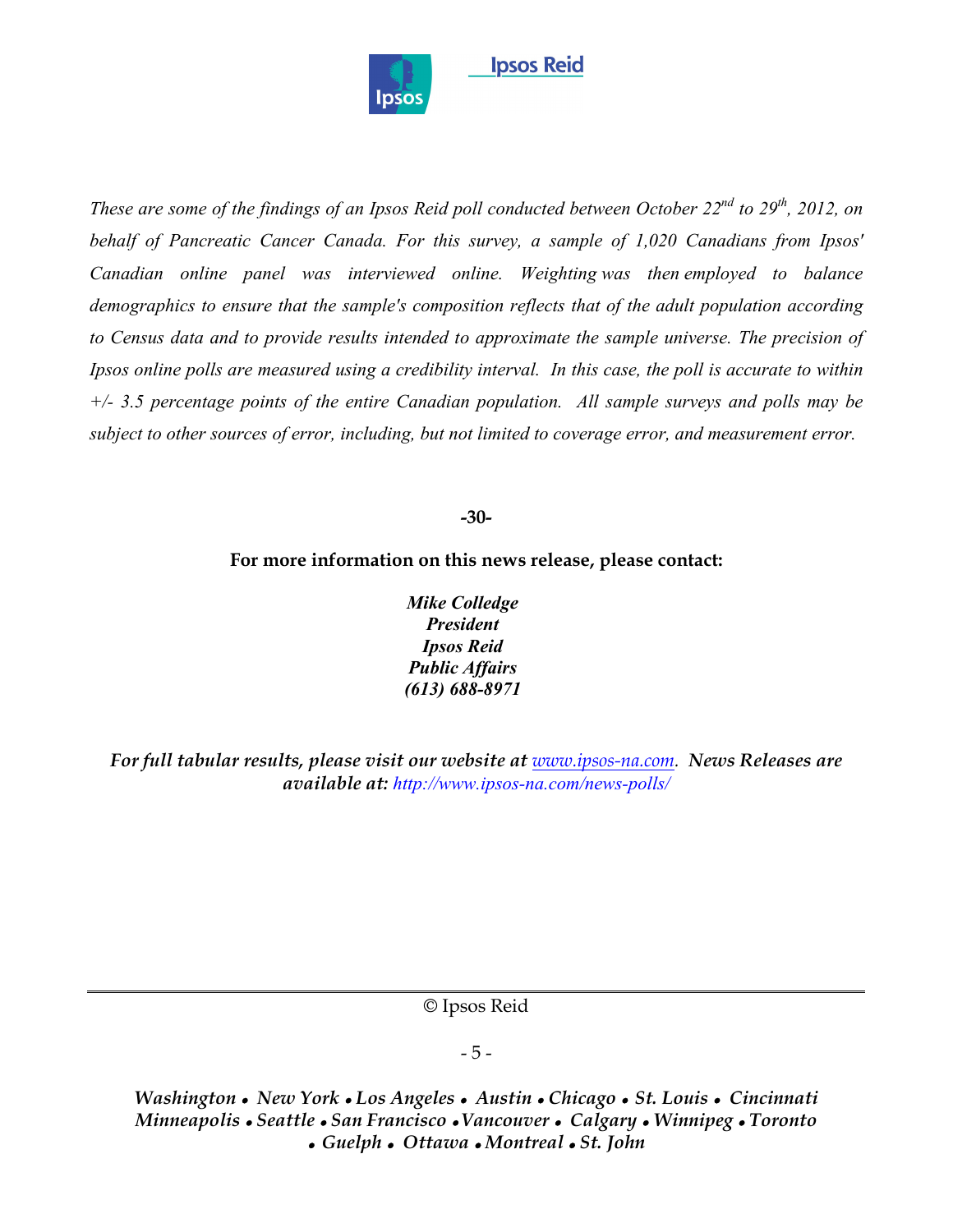*These are some of the findings of an Ipsos Reid poll conducted between October 22nd to 29th, 2012, on behalf of Pancreatic Cancer Canada. For this survey, a sample of 1,020 Canadians from Ipsos' Canadian online panel was interviewed online. Weighting was then employed to balance demographics to ensure that the sample's composition reflects that of the adult population according to Census data and to provide results intended to approximate the sample universe. The precision of Ipsos online polls are measured using a credibility interval. In this case, the poll is accurate to within +/- 3.5 percentage points of the entire Canadian population. All sample surveys and polls may be subject to other sources of error, including, but not limited to coverage error, and measurement error.*

**-30-**

**For more information on this news release, please contact:**

***Mike Colledge***
***President***
***Ipsos Reid***
***Public Affairs***
***(613) 688-8971***

***For full tabular results, please visit our website at [www.ipsos-na.com](www.ipsos-na.com). News Releases are available at: <http://www.ipsos-na.com/news-polls/>***

© Ipsos Reid

*Washington • New York • Los Angeles • Austin • Chicago • St. Louis • Cincinnati Minneapolis • Seattle • San Francisco • Vancouver • Calgary • Winnipeg • Toronto • Guelph • Ottawa • Montreal • St. John*